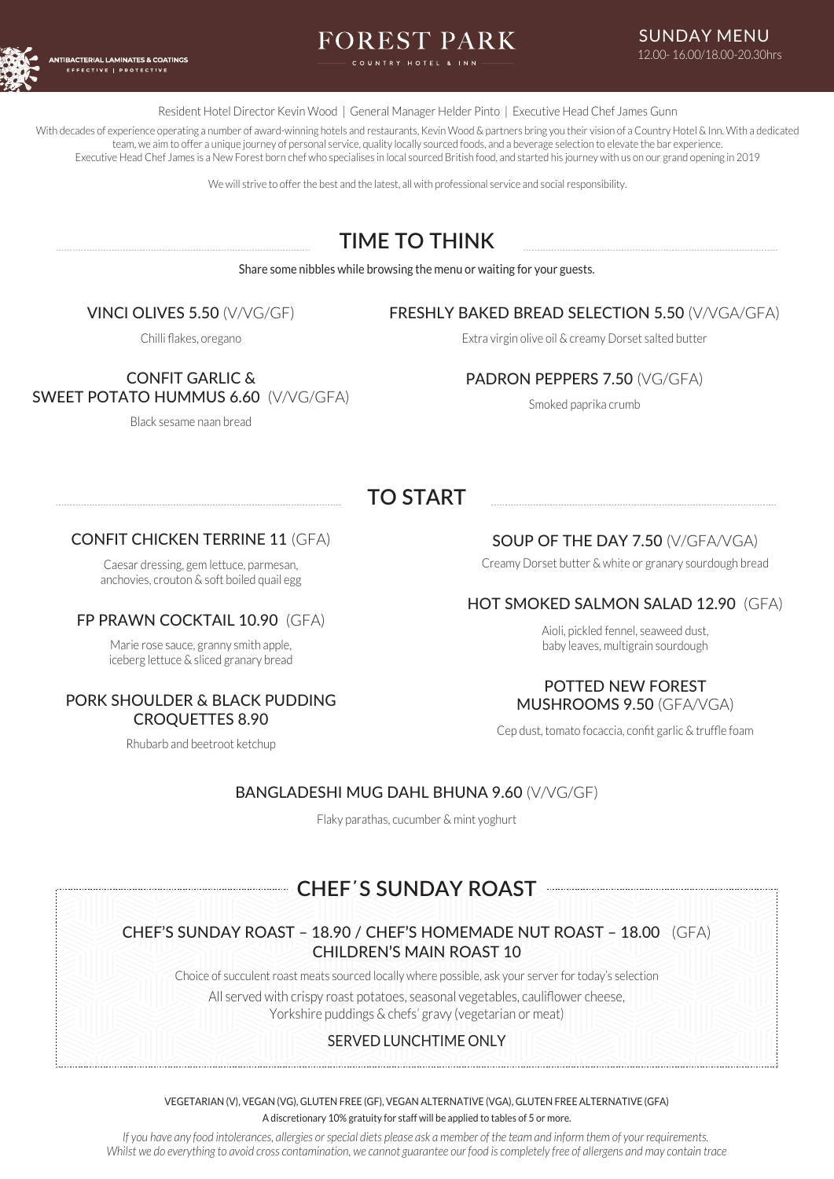ANTIBACTERIAL LAMINATES & COATINGS
EFFECTIVE | PROTECTIVE

# FOREST PARK

COUNTRY HOTEL & INN

SUNDAY MENU
12.00- 16.00/18.00-20.30hrs

Resident Hotel Director Kevin Wood | General Manager Helder Pinto | Executive Head Chef James Gunn

With decades of experience operating a number of award-winning hotels and restaurants, Kevin Wood & partners bring you their vision of a Country Hotel & Inn. With a dedicated team, we aim to offer a unique journey of personal service, quality locally sourced foods, and a beverage selection to elevate the bar experience.
Executive Head Chef James is a New Forest born chef who specialises in local sourced British food, and started his journey with us on our grand opening in 2019

We will strive to offer the best and the latest, all with professional service and social responsibility.

## TIME TO THINK

Share some nibbles while browsing the menu or waiting for your guests.

### VINCI OLIVES 5.50 (V/VG/GF)

Chilli flakes, oregano

### CONFIT GARLIC & SWEET POTATO HUMMUS 6.60 (V/VG/GFA)

Black sesame naan bread

### FRESHLY BAKED BREAD SELECTION 5.50 (V/VGA/GFA)

Extra virgin olive oil & creamy Dorset salted butter

### PADRON PEPPERS 7.50 (VG/GFA)

Smoked paprika crumb

## TO START

### CONFIT CHICKEN TERRINE 11 (GFA)

Caesar dressing, gem lettuce, parmesan, anchovies, crouton & soft boiled quail egg

### FP PRAWN COCKTAIL 10.90 (GFA)

Marie rose sauce, granny smith apple, iceberg lettuce & sliced granary bread

### PORK SHOULDER & BLACK PUDDING CROQUETTES 8.90

Rhubarb and beetroot ketchup

### SOUP OF THE DAY 7.50 (V/GFA/VGA)

Creamy Dorset butter & white or granary sourdough bread

### HOT SMOKED SALMON SALAD 12.90 (GFA)

Aioli, pickled fennel, seaweed dust, baby leaves, multigrain sourdough

### POTTED NEW FOREST MUSHROOMS 9.50 (GFA/VGA)

Cep dust, tomato focaccia, confit garlic & truffle foam

### BANGLADESHI MUG DAHL BHUNA 9.60 (V/VG/GF)

Flaky parathas, cucumber & mint yoghurt

## CHEF´S SUNDAY ROAST

### CHEF'S SUNDAY ROAST – 18.90 / CHEF'S HOMEMADE NUT ROAST – 18.00 (GFA)
### CHILDREN'S MAIN ROAST 10

Choice of succulent roast meats sourced locally where possible, ask your server for today's selection

All served with crispy roast potatoes, seasonal vegetables, cauliflower cheese, Yorkshire puddings & chefs' gravy (vegetarian or meat)

SERVED LUNCHTIME ONLY

VEGETARIAN (V), VEGAN (VG), GLUTEN FREE (GF), VEGAN ALTERNATIVE (VGA), GLUTEN FREE ALTERNATIVE (GFA)

A discretionary 10% gratuity for staff will be applied to tables of 5 or more.

*If you have any food intolerances, allergies or special diets please ask a member of the team and inform them of your requirements. Whilst we do everything to avoid cross contamination, we cannot guarantee our food is completely free of allergens and may contain trace*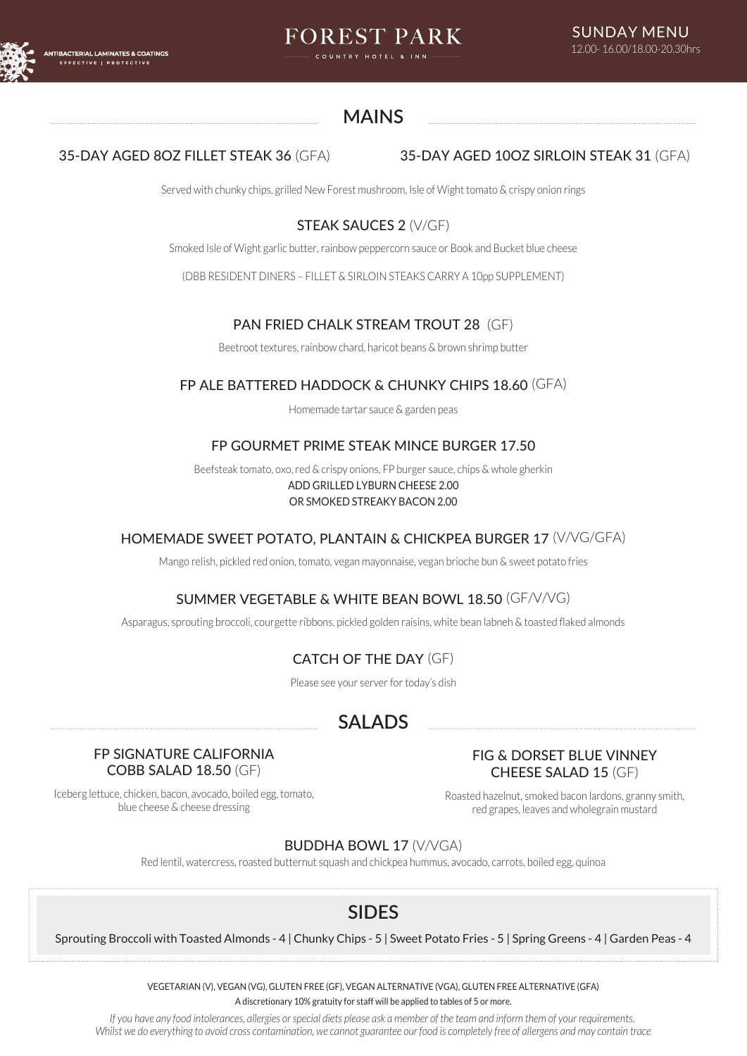FOREST PARK

COUNTRY HOTEL & INN

ANTIBACTERIAL LAMINATES & COATINGS

EFFECTIVE | PROTECTIVE

SUNDAY MENU

12.00- 16.00/18.00-20.30hrs

## MAINS

### 35-DAY AGED 8OZ FILLET STEAK 36 (GFA)

### 35-DAY AGED 10OZ SIRLOIN STEAK 31 (GFA)

Served with chunky chips, grilled New Forest mushroom, Isle of Wight tomato & crispy onion rings

### STEAK SAUCES 2 (V/GF)

Smoked Isle of Wight garlic butter, rainbow peppercorn sauce or Book and Bucket blue cheese

(DBB RESIDENT DINERS – FILLET & SIRLOIN STEAKS CARRY A 10pp SUPPLEMENT)

### PAN FRIED CHALK STREAM TROUT 28 (GF)

Beetroot textures, rainbow chard, haricot beans & brown shrimp butter

### FP ALE BATTERED HADDOCK & CHUNKY CHIPS 18.60 (GFA)

Homemade tartar sauce & garden peas

### FP GOURMET PRIME STEAK MINCE BURGER 17.50

Beefsteak tomato, oxo, red & crispy onions, FP burger sauce, chips & whole gherkin

ADD GRILLED LYBURN CHEESE 2.00

OR SMOKED STREAKY BACON 2.00

### HOMEMADE SWEET POTATO, PLANTAIN & CHICKPEA BURGER 17 (V/VG/GFA)

Mango relish, pickled red onion, tomato, vegan mayonnaise, vegan brioche bun & sweet potato fries

### SUMMER VEGETABLE & WHITE BEAN BOWL 18.50 (GF/V/VG)

Asparagus, sprouting broccoli, courgette ribbons, pickled golden raisins, white bean labneh & toasted flaked almonds

### CATCH OF THE DAY (GF)

Please see your server for today's dish

## SALADS

### FP SIGNATURE CALIFORNIA COBB SALAD 18.50 (GF)

Iceberg lettuce, chicken, bacon, avocado, boiled egg, tomato, blue cheese & cheese dressing

### FIG & DORSET BLUE VINNEY CHEESE SALAD 15 (GF)

Roasted hazelnut, smoked bacon lardons, granny smith, red grapes, leaves and wholegrain mustard

### BUDDHA BOWL 17 (V/VGA)

Red lentil, watercress, roasted butternut squash and chickpea hummus, avocado, carrots, boiled egg, quinoa

## SIDES

Sprouting Broccoli with Toasted Almonds - 4 | Chunky Chips - 5 | Sweet Potato Fries - 5 | Spring Greens - 4 | Garden Peas - 4

VEGETARIAN (V), VEGAN (VG), GLUTEN FREE (GF), VEGAN ALTERNATIVE (VGA), GLUTEN FREE ALTERNATIVE (GFA)

A discretionary 10% gratuity for staff will be applied to tables of 5 or more.

*If you have any food intolerances, allergies or special diets please ask a member of the team and inform them of your requirements. Whilst we do everything to avoid cross contamination, we cannot guarantee our food is completely free of allergens and may contain trace*